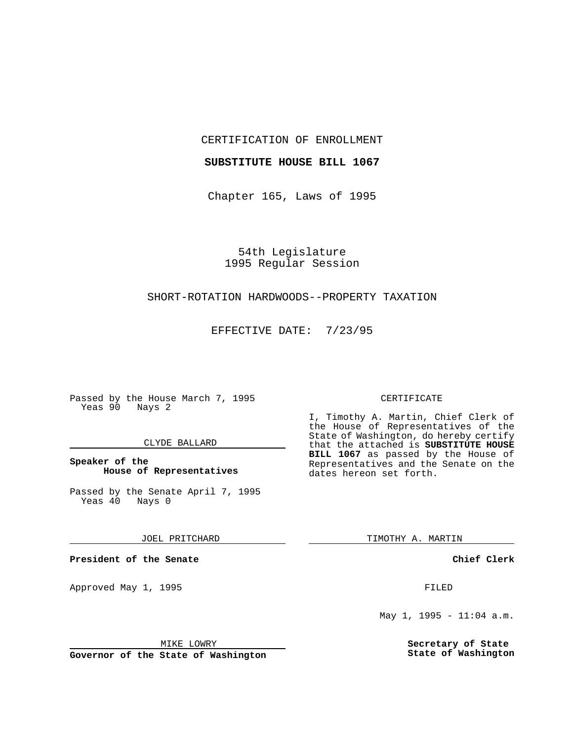CERTIFICATION OF ENROLLMENT

**SUBSTITUTE HOUSE BILL 1067**

Chapter 165, Laws of 1995

54th Legislature
1995 Regular Session

SHORT-ROTATION HARDWOODS--PROPERTY TAXATION

EFFECTIVE DATE: 7/23/95

Passed by the House March 7, 1995
Yeas 90 Nays 2

CLYDE BALLARD

**Speaker of the House of Representatives**

Passed by the Senate April 7, 1995
Yeas 40 Nays 0

JOEL PRITCHARD

**President of the Senate**

Approved May 1, 1995

MIKE LOWRY

**Governor of the State of Washington**

CERTIFICATE

I, Timothy A. Martin, Chief Clerk of the House of Representatives of the State of Washington, do hereby certify that the attached is **SUBSTITUTE HOUSE BILL 1067** as passed by the House of Representatives and the Senate on the dates hereon set forth.

TIMOTHY A. MARTIN

**Chief Clerk**

FILED

May 1, 1995 - 11:04 a.m.

**Secretary of State State of Washington**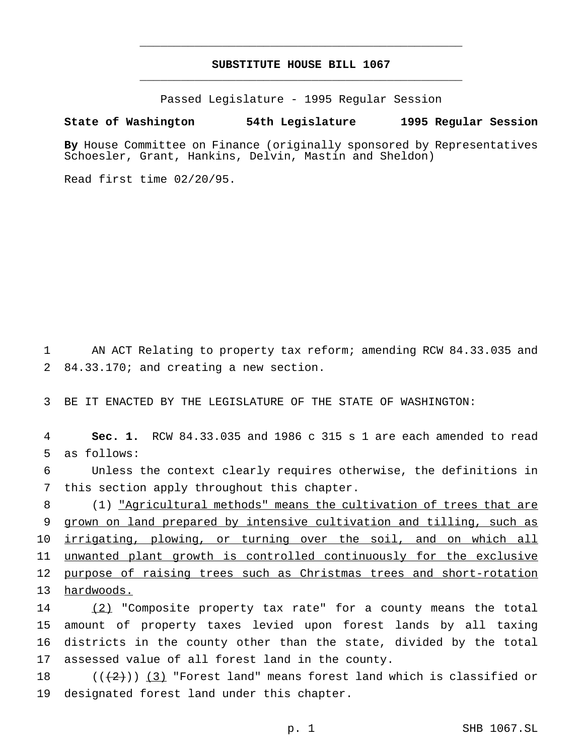# SUBSTITUTE HOUSE BILL 1067

Passed Legislature - 1995 Regular Session

**State of Washington 54th Legislature 1995 Regular Session**

**By** House Committee on Finance (originally sponsored by Representatives Schoesler, Grant, Hankins, Delvin, Mastin and Sheldon)

Read first time 02/20/95.

AN ACT Relating to property tax reform; amending RCW 84.33.035 and 84.33.170; and creating a new section.

BE IT ENACTED BY THE LEGISLATURE OF THE STATE OF WASHINGTON:

**Sec. 1.** RCW 84.33.035 and 1986 c 315 s 1 are each amended to read as follows:

Unless the context clearly requires otherwise, the definitions in this section apply throughout this chapter.

(1) <u>"Agricultural methods" means the cultivation of trees that are grown on land prepared by intensive cultivation and tilling, such as irrigating, plowing, or turning over the soil, and on which all unwanted plant growth is controlled continuously for the exclusive purpose of raising trees such as Christmas trees and short-rotation hardwoods.</u>

<u>(2)</u> "Composite property tax rate" for a county means the total amount of property taxes levied upon forest lands by all taxing districts in the county other than the state, divided by the total assessed value of all forest land in the county.

((~~(2)~~)) <u>(3)</u> "Forest land" means forest land which is classified or designated forest land under this chapter.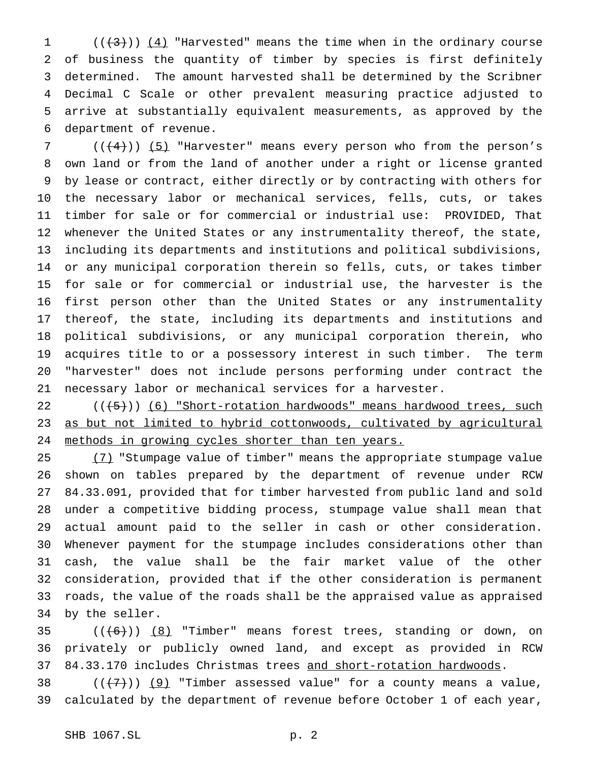((~~(3)~~)) <u>(4)</u> "Harvested" means the time when in the ordinary course of business the quantity of timber by species is first definitely determined. The amount harvested shall be determined by the Scribner Decimal C Scale or other prevalent measuring practice adjusted to arrive at substantially equivalent measurements, as approved by the department of revenue.

((~~(4)~~)) <u>(5)</u> "Harvester" means every person who from the person's own land or from the land of another under a right or license granted by lease or contract, either directly or by contracting with others for the necessary labor or mechanical services, fells, cuts, or takes timber for sale or for commercial or industrial use: PROVIDED, That whenever the United States or any instrumentality thereof, the state, including its departments and institutions and political subdivisions, or any municipal corporation therein so fells, cuts, or takes timber for sale or for commercial or industrial use, the harvester is the first person other than the United States or any instrumentality thereof, the state, including its departments and institutions and political subdivisions, or any municipal corporation therein, who acquires title to or a possessory interest in such timber. The term "harvester" does not include persons performing under contract the necessary labor or mechanical services for a harvester.

((~~(5)~~)) <u>(6) "Short-rotation hardwoods" means hardwood trees, such as but not limited to hybrid cottonwoods, cultivated by agricultural methods in growing cycles shorter than ten years.</u>

<u>(7)</u> "Stumpage value of timber" means the appropriate stumpage value shown on tables prepared by the department of revenue under RCW 84.33.091, provided that for timber harvested from public land and sold under a competitive bidding process, stumpage value shall mean that actual amount paid to the seller in cash or other consideration. Whenever payment for the stumpage includes considerations other than cash, the value shall be the fair market value of the other consideration, provided that if the other consideration is permanent roads, the value of the roads shall be the appraised value as appraised by the seller.

((~~(6)~~)) <u>(8)</u> "Timber" means forest trees, standing or down, on privately or publicly owned land, and except as provided in RCW 84.33.170 includes Christmas trees <u>and short-rotation hardwoods</u>.

((~~(7)~~)) <u>(9)</u> "Timber assessed value" for a county means a value, calculated by the department of revenue before October 1 of each year,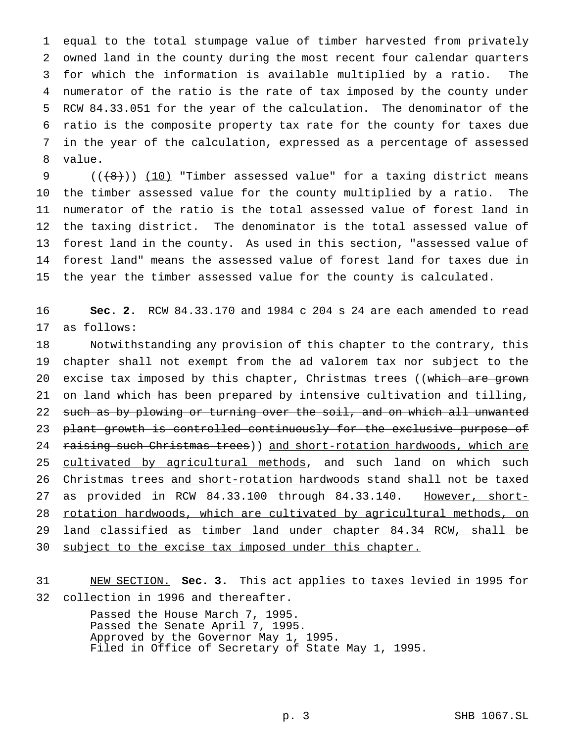equal to the total stumpage value of timber harvested from privately owned land in the county during the most recent four calendar quarters for which the information is available multiplied by a ratio. The numerator of the ratio is the rate of tax imposed by the county under RCW 84.33.051 for the year of the calculation. The denominator of the ratio is the composite property tax rate for the county for taxes due in the year of the calculation, expressed as a percentage of assessed value.

(((8))) (10) "Timber assessed value" for a taxing district means the timber assessed value for the county multiplied by a ratio. The numerator of the ratio is the total assessed value of forest land in the taxing district. The denominator is the total assessed value of forest land in the county. As used in this section, "assessed value of forest land" means the assessed value of forest land for taxes due in the year the timber assessed value for the county is calculated.

**Sec. 2.** RCW 84.33.170 and 1984 c 204 s 24 are each amended to read as follows:

Notwithstanding any provision of this chapter to the contrary, this chapter shall not exempt from the ad valorem tax nor subject to the excise tax imposed by this chapter, Christmas trees ((~~which are grown on land which has been prepared by intensive cultivation and tilling, such as by plowing or turning over the soil, and on which all unwanted plant growth is controlled continuously for the exclusive purpose of raising such Christmas trees~~)) and short-rotation hardwoods, which are cultivated by agricultural methods, and such land on which such Christmas trees and short-rotation hardwoods stand shall not be taxed as provided in RCW 84.33.100 through 84.33.140. However, short-rotation hardwoods, which are cultivated by agricultural methods, on land classified as timber land under chapter 84.34 RCW, shall be subject to the excise tax imposed under this chapter.

NEW SECTION. **Sec. 3.** This act applies to taxes levied in 1995 for collection in 1996 and thereafter.

Passed the House March 7, 1995.
Passed the Senate April 7, 1995.
Approved by the Governor May 1, 1995.
Filed in Office of Secretary of State May 1, 1995.